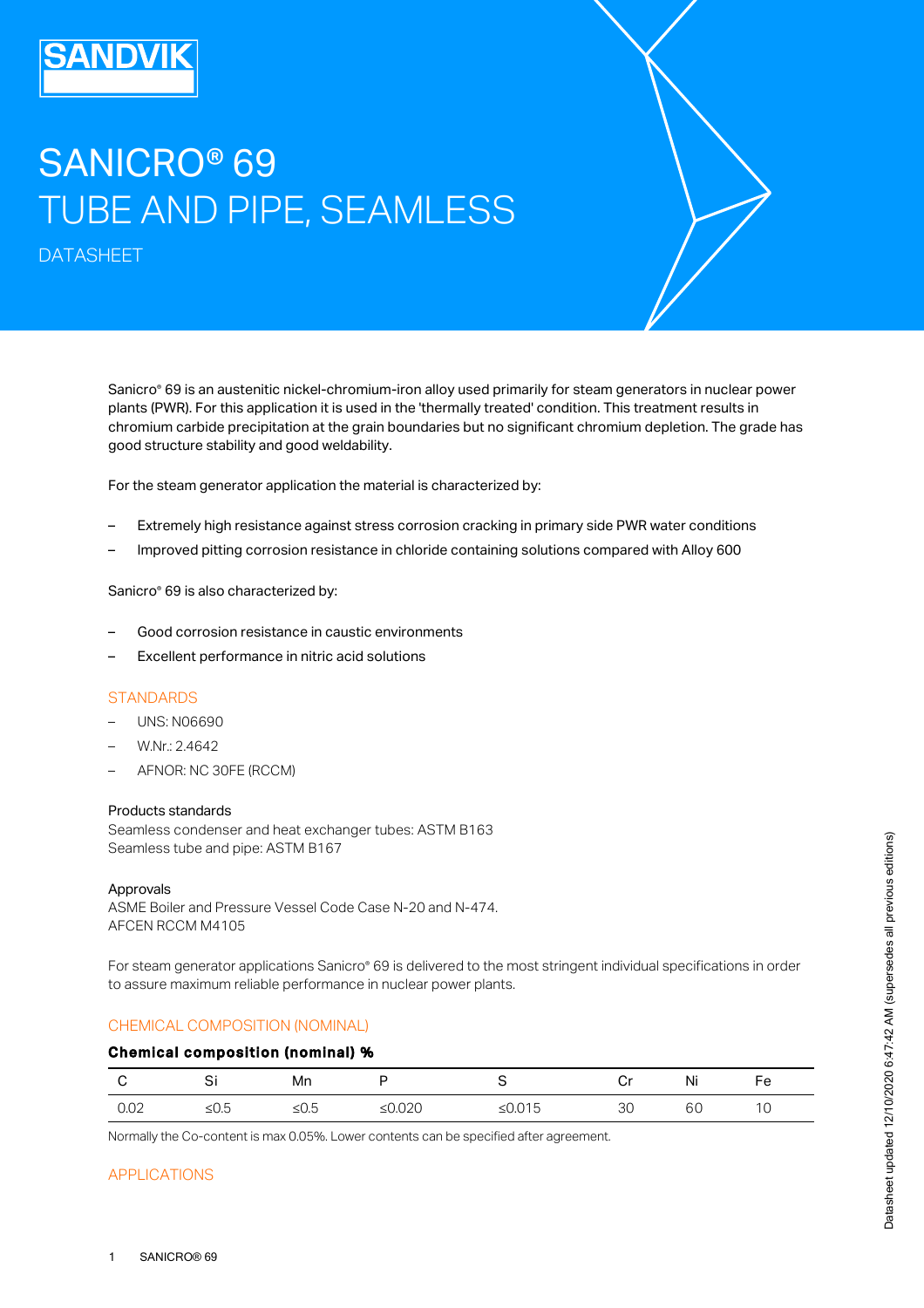# SANICRO® 69
# TUBE AND PIPE, SEAMLESS

DATASHEET

Sanicro® 69 is an austenitic nickel-chromium-iron alloy used primarily for steam generators in nuclear power plants (PWR). For this application it is used in the 'thermally treated' condition. This treatment results in chromium carbide precipitation at the grain boundaries but no significant chromium depletion. The grade has good structure stability and good weldability.

For the steam generator application the material is characterized by:

- Extremely high resistance against stress corrosion cracking in primary side PWR water conditions
- Improved pitting corrosion resistance in chloride containing solutions compared with Alloy 600

Sanicro® 69 is also characterized by:

- Good corrosion resistance in caustic environments
- Excellent performance in nitric acid solutions

## STANDARDS

- UNS: N06690
- W.Nr.: 2.4642
- AFNOR: NC 30FE (RCCM)

Products standards
Seamless condenser and heat exchanger tubes: ASTM B163
Seamless tube and pipe: ASTM B167

Approvals
ASME Boiler and Pressure Vessel Code Case N-20 and N-474.
AFCEN RCCM M4105

For steam generator applications Sanicro® 69 is delivered to the most stringent individual specifications in order to assure maximum reliable performance in nuclear power plants.

## CHEMICAL COMPOSITION (NOMINAL)

**Chemical composition (nominal) %**

| C | Si | Mn | P | S | Cr | Ni | Fe |
|---|---|---|---|---|---|---|---|
| 0.02 | ≤0.5 | ≤0.5 | ≤0.020 | ≤0.015 | 30 | 60 | 10 |

Normally the Co-content is max 0.05%. Lower contents can be specified after agreement.

## APPLICATIONS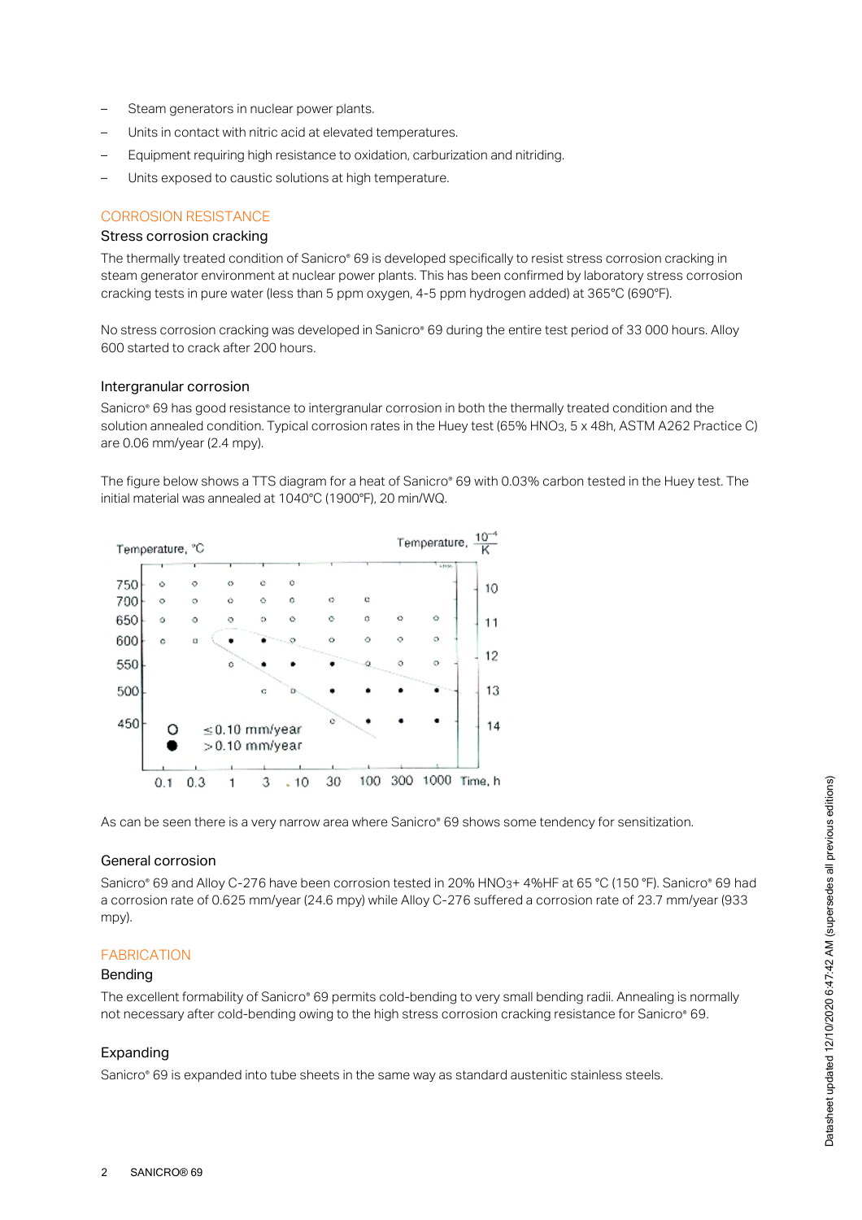- Steam generators in nuclear power plants.
- Units in contact with nitric acid at elevated temperatures.
- Equipment requiring high resistance to oxidation, carburization and nitriding.
- Units exposed to caustic solutions at high temperature.

## CORROSION RESISTANCE

### Stress corrosion cracking

The thermally treated condition of Sanicro® 69 is developed specifically to resist stress corrosion cracking in steam generator environment at nuclear power plants. This has been confirmed by laboratory stress corrosion cracking tests in pure water (less than 5 ppm oxygen, 4-5 ppm hydrogen added) at 365°C (690°F).

No stress corrosion cracking was developed in Sanicro® 69 during the entire test period of 33 000 hours. Alloy 600 started to crack after 200 hours.

### Intergranular corrosion

Sanicro® 69 has good resistance to intergranular corrosion in both the thermally treated condition and the solution annealed condition. Typical corrosion rates in the Huey test (65% $HNO_3$, 5 x 48h, ASTM A262 Practice C) are 0.06 mm/year (2.4 mpy).

The figure below shows a TTS diagram for a heat of Sanicro® 69 with 0.03% carbon tested in the Huey test. The initial material was annealed at 1040°C (1900°F), 20 min/WQ.

Temperature, °C — Temperature, $\frac{10^{-4}}{K}$ — Time, h

○ ≤0.10 mm/year
● >0.10 mm/year

As can be seen there is a very narrow area where Sanicro® 69 shows some tendency for sensitization.

### General corrosion

Sanicro® 69 and Alloy C-276 have been corrosion tested in 20% $HNO_3$+ 4%HF at 65 °C (150 °F). Sanicro® 69 had a corrosion rate of 0.625 mm/year (24.6 mpy) while Alloy C-276 suffered a corrosion rate of 23.7 mm/year (933 mpy).

## FABRICATION

### Bending

The excellent formability of Sanicro® 69 permits cold-bending to very small bending radii. Annealing is normally not necessary after cold-bending owing to the high stress corrosion cracking resistance for Sanicro® 69.

### Expanding

Sanicro® 69 is expanded into tube sheets in the same way as standard austenitic stainless steels.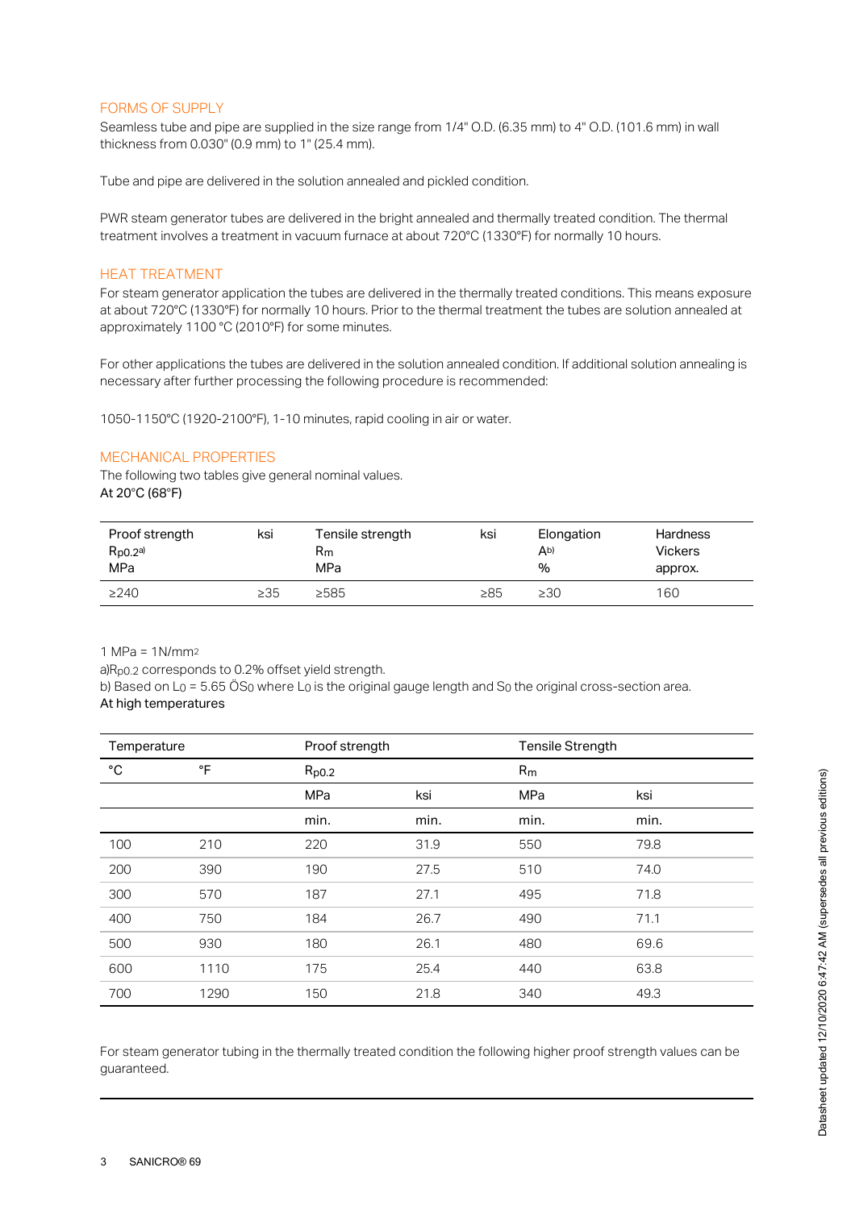## FORMS OF SUPPLY

Seamless tube and pipe are supplied in the size range from 1/4" O.D. (6.35 mm) to 4" O.D. (101.6 mm) in wall thickness from 0.030" (0.9 mm) to 1" (25.4 mm).

Tube and pipe are delivered in the solution annealed and pickled condition.

PWR steam generator tubes are delivered in the bright annealed and thermally treated condition. The thermal treatment involves a treatment in vacuum furnace at about 720°C (1330°F) for normally 10 hours.

## HEAT TREATMENT

For steam generator application the tubes are delivered in the thermally treated conditions. This means exposure at about 720°C (1330°F) for normally 10 hours. Prior to the thermal treatment the tubes are solution annealed at approximately 1100 °C (2010°F) for some minutes.

For other applications the tubes are delivered in the solution annealed condition. If additional solution annealing is necessary after further processing the following procedure is recommended:

1050-1150°C (1920-2100°F), 1-10 minutes, rapid cooling in air or water.

## MECHANICAL PROPERTIES

The following two tables give general nominal values.

**At 20°C (68°F)**

| Proof strength $R_{p0.2}$[a) ] MPa | ksi | Tensile strength $R_m$ MPa | ksi | Elongation A[b)] % | Hardness Vickers approx. |
|---|---|---|---|---|---|
| ≥240 | ≥35 | ≥585 | ≥85 | ≥30 | 160 |

1 MPa = 1N/mm$^2$

a) $R_{p0.2}$ corresponds to 0.2% offset yield strength.

b) Based on $L_0$ = 5.65 Ö$S_0$ where $L_0$ is the original gauge length and $S_0$ the original cross-section area.

**At high temperatures**

| Temperature | | Proof strength | | Tensile Strength | |
|---|---|---|---|---|---|
| °C | °F | $R_{p0.2}$ | | $R_m$ | |
| | | MPa | ksi | MPa | ksi |
| | | min. | min. | min. | min. |
| 100 | 210 | 220 | 31.9 | 550 | 79.8 |
| 200 | 390 | 190 | 27.5 | 510 | 74.0 |
| 300 | 570 | 187 | 27.1 | 495 | 71.8 |
| 400 | 750 | 184 | 26.7 | 490 | 71.1 |
| 500 | 930 | 180 | 26.1 | 480 | 69.6 |
| 600 | 1110 | 175 | 25.4 | 440 | 63.8 |
| 700 | 1290 | 150 | 21.8 | 340 | 49.3 |

For steam generator tubing in the thermally treated condition the following higher proof strength values can be guaranteed.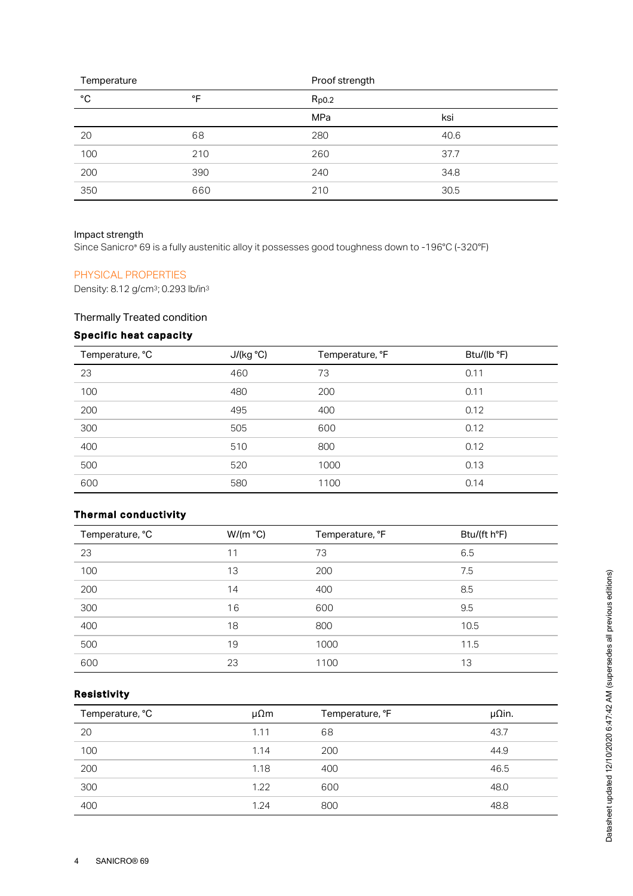| Temperature | | Proof strength | |
|---|---|---|---|
| °C | °F | $R_{p0.2}$ | |
| | | MPa | ksi |
| 20 | 68 | 280 | 40.6 |
| 100 | 210 | 260 | 37.7 |
| 200 | 390 | 240 | 34.8 |
| 350 | 660 | 210 | 30.5 |

Impact strength

Since Sanicro® 69 is a fully austenitic alloy it possesses good toughness down to -196°C (-320°F)

## PHYSICAL PROPERTIES

Density: 8.12 g/cm³; 0.293 lb/in³

Thermally Treated condition

### Specific heat capacity

| Temperature, °C | J/(kg °C) | Temperature, °F | Btu/(lb °F) |
|---|---|---|---|
| 23 | 460 | 73 | 0.11 |
| 100 | 480 | 200 | 0.11 |
| 200 | 495 | 400 | 0.12 |
| 300 | 505 | 600 | 0.12 |
| 400 | 510 | 800 | 0.12 |
| 500 | 520 | 1000 | 0.13 |
| 600 | 580 | 1100 | 0.14 |

### Thermal conductivity

| Temperature, °C | W/(m °C) | Temperature, °F | Btu/(ft h°F) |
|---|---|---|---|
| 23 | 11 | 73 | 6.5 |
| 100 | 13 | 200 | 7.5 |
| 200 | 14 | 400 | 8.5 |
| 300 | 16 | 600 | 9.5 |
| 400 | 18 | 800 | 10.5 |
| 500 | 19 | 1000 | 11.5 |
| 600 | 23 | 1100 | 13 |

### Resistivity

| Temperature, °C | μΩm | Temperature, °F | μΩin. |
|---|---|---|---|
| 20 | 1.11 | 68 | 43.7 |
| 100 | 1.14 | 200 | 44.9 |
| 200 | 1.18 | 400 | 46.5 |
| 300 | 1.22 | 600 | 48.0 |
| 400 | 1.24 | 800 | 48.8 |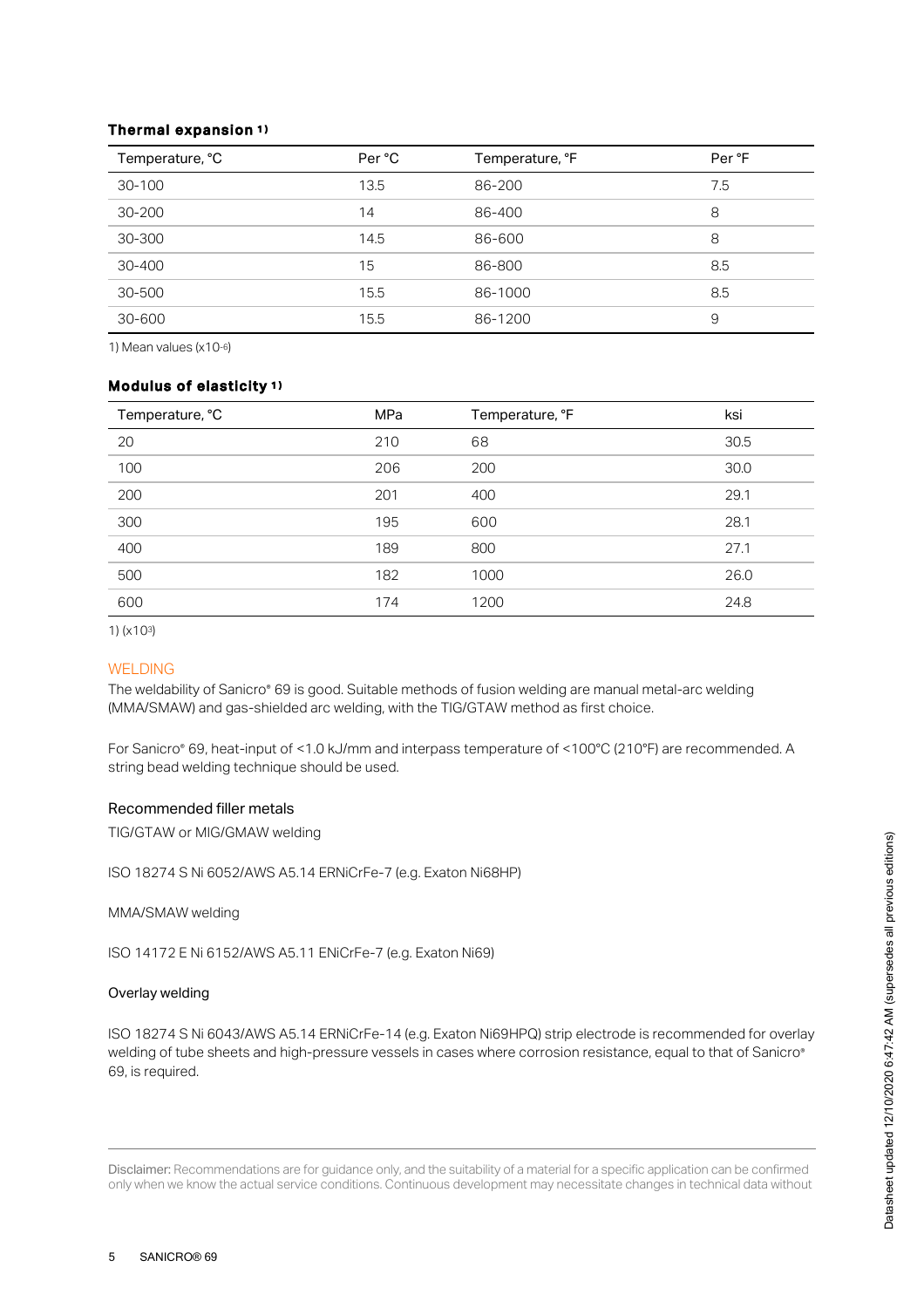### Thermal expansion [1)]

| Temperature, °C | Per °C | Temperature, °F | Per °F |
|---|---|---|---|
| 30-100 | 13.5 | 86-200 | 7.5 |
| 30-200 | 14 | 86-400 | 8 |
| 30-300 | 14.5 | 86-600 | 8 |
| 30-400 | 15 | 86-800 | 8.5 |
| 30-500 | 15.5 | 86-1000 | 8.5 |
| 30-600 | 15.5 | 86-1200 | 9 |

1) Mean values ($x10^{-6}$)

### Modulus of elasticity [1)]

| Temperature, °C | MPa | Temperature, °F | ksi |
|---|---|---|---|
| 20 | 210 | 68 | 30.5 |
| 100 | 206 | 200 | 30.0 |
| 200 | 201 | 400 | 29.1 |
| 300 | 195 | 600 | 28.1 |
| 400 | 189 | 800 | 27.1 |
| 500 | 182 | 1000 | 26.0 |
| 600 | 174 | 1200 | 24.8 |

1) ($x10^{3}$)

## WELDING

The weldability of Sanicro® 69 is good. Suitable methods of fusion welding are manual metal-arc welding (MMA/SMAW) and gas-shielded arc welding, with the TIG/GTAW method as first choice.

For Sanicro® 69, heat-input of <1.0 kJ/mm and interpass temperature of <100°C (210°F) are recommended. A string bead welding technique should be used.

### Recommended filler metals

TIG/GTAW or MIG/GMAW welding

ISO 18274 S Ni 6052/AWS A5.14 ERNiCrFe-7 (e.g. Exaton Ni68HP)

MMA/SMAW welding

ISO 14172 E Ni 6152/AWS A5.11 ENiCrFe-7 (e.g. Exaton Ni69)

### Overlay welding

ISO 18274 S Ni 6043/AWS A5.14 ERNiCrFe-14 (e.g. Exaton Ni69HPQ) strip electrode is recommended for overlay welding of tube sheets and high-pressure vessels in cases where corrosion resistance, equal to that of Sanicro® 69, is required.

Disclaimer: Recommendations are for guidance only, and the suitability of a material for a specific application can be confirmed only when we know the actual service conditions. Continuous development may necessitate changes in technical data without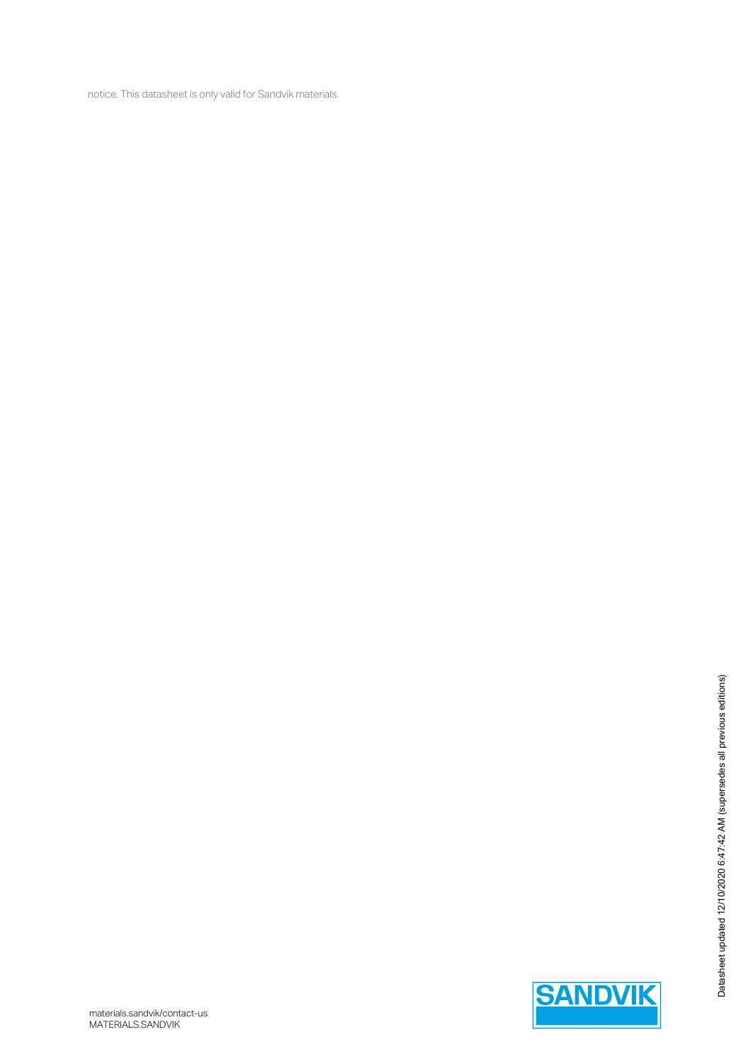notice. This datasheet is only valid for Sandvik materials.

materials.sandvik/contact-us
MATERIALS.SANDVIK

Datasheet updated 12/10/2020 6:47:42 AM (supersedes all previous editions)